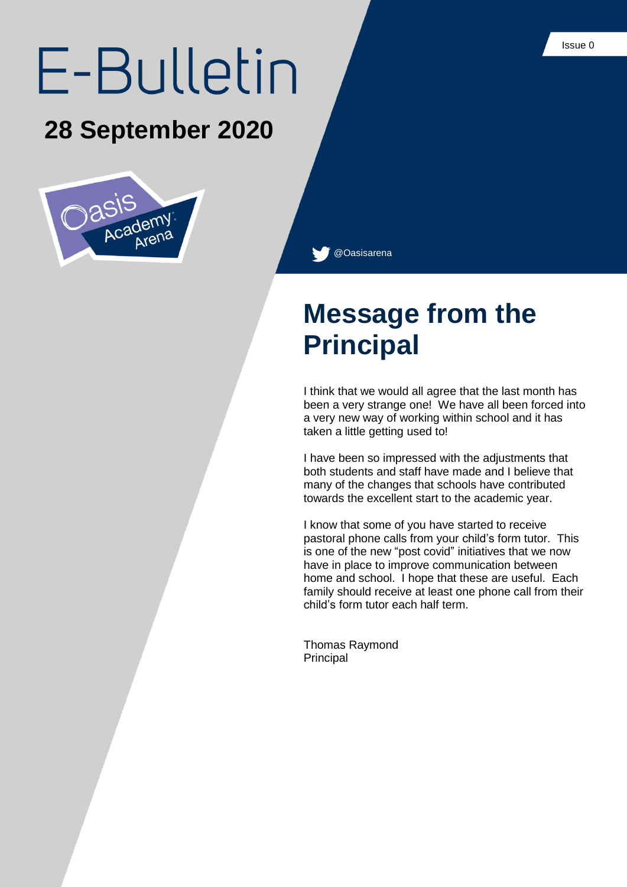# E-Bulletin

## 28 September 2020

Issue 0

@Oasisarena

## Message from the Principal

I think that we would all agree that the last month has been a very strange one! We have all been forced into a very new way of working within school and it has taken a little getting used to!

I have been so impressed with the adjustments that both students and staff have made and I believe that many of the changes that schools have contributed towards the excellent start to the academic year.

I know that some of you have started to receive pastoral phone calls from your child's form tutor. This is one of the new "post covid" initiatives that we now have in place to improve communication between home and school. I hope that these are useful. Each family should receive at least one phone call from their child's form tutor each half term.

Thomas Raymond
Principal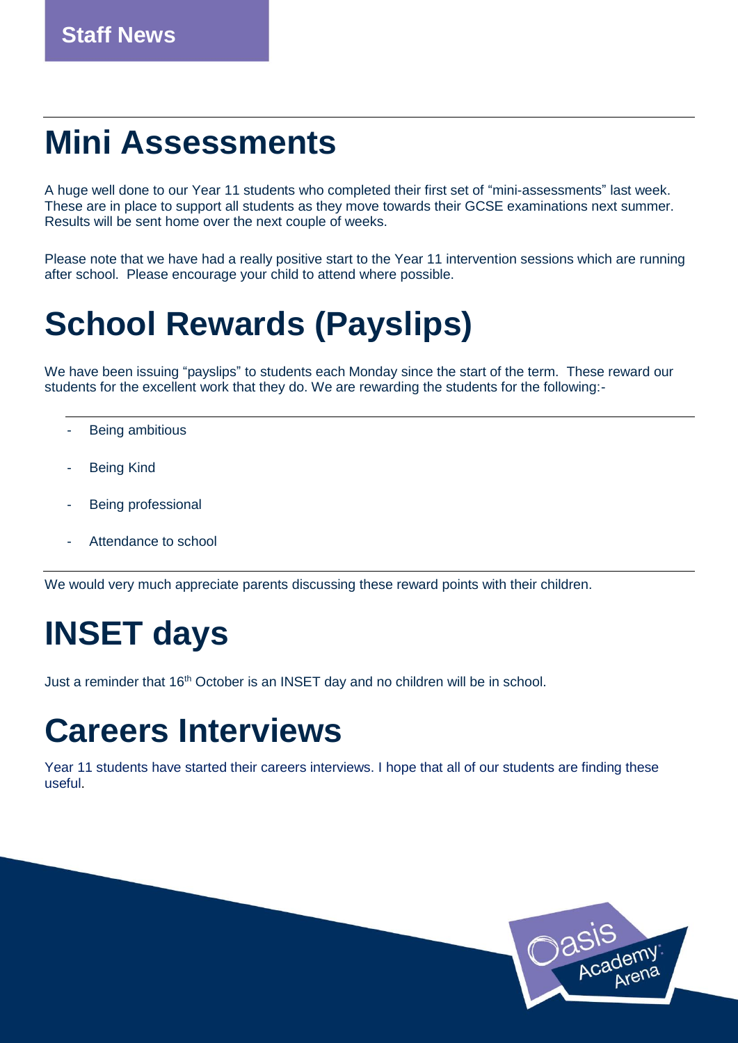## Staff News

# Mini Assessments

A huge well done to our Year 11 students who completed their first set of "mini-assessments" last week. These are in place to support all students as they move towards their GCSE examinations next summer. Results will be sent home over the next couple of weeks.

Please note that we have had a really positive start to the Year 11 intervention sessions which are running after school. Please encourage your child to attend where possible.

# School Rewards (Payslips)

We have been issuing "payslips" to students each Monday since the start of the term. These reward our students for the excellent work that they do. We are rewarding the students for the following:-

- Being ambitious
- Being Kind
- Being professional
- Attendance to school

We would very much appreciate parents discussing these reward points with their children.

# INSET days

Just a reminder that 16th October is an INSET day and no children will be in school.

# Careers Interviews

Year 11 students have started their careers interviews. I hope that all of our students are finding these useful.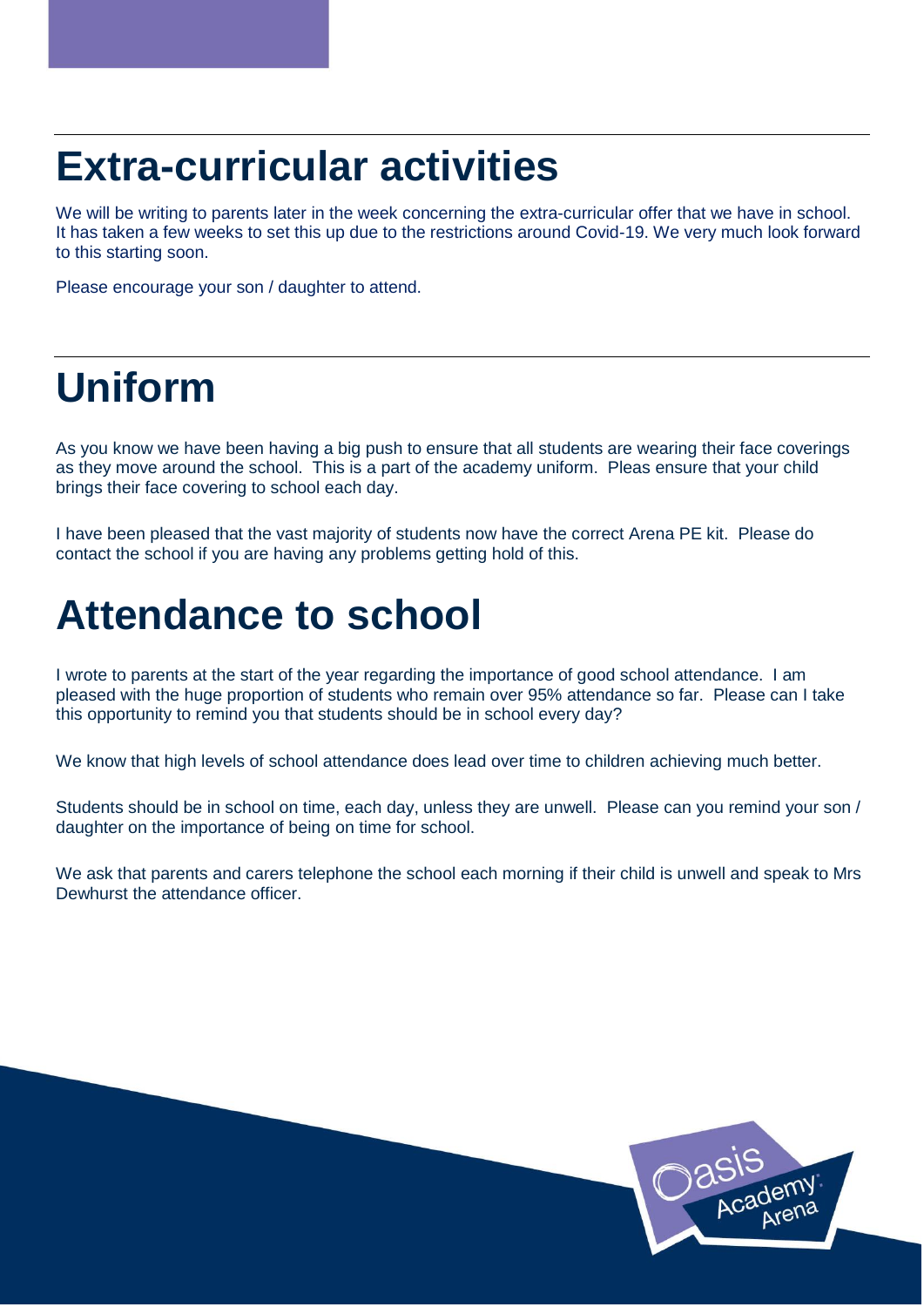# Extra-curricular activities

We will be writing to parents later in the week concerning the extra-curricular offer that we have in school. It has taken a few weeks to set this up due to the restrictions around Covid-19. We very much look forward to this starting soon.

Please encourage your son / daughter to attend.

# Uniform

As you know we have been having a big push to ensure that all students are wearing their face coverings as they move around the school. This is a part of the academy uniform. Pleas ensure that your child brings their face covering to school each day.

I have been pleased that the vast majority of students now have the correct Arena PE kit. Please do contact the school if you are having any problems getting hold of this.

# Attendance to school

I wrote to parents at the start of the year regarding the importance of good school attendance. I am pleased with the huge proportion of students who remain over 95% attendance so far. Please can I take this opportunity to remind you that students should be in school every day?

We know that high levels of school attendance does lead over time to children achieving much better.

Students should be in school on time, each day, unless they are unwell. Please can you remind your son / daughter on the importance of being on time for school.

We ask that parents and carers telephone the school each morning if their child is unwell and speak to Mrs Dewhurst the attendance officer.